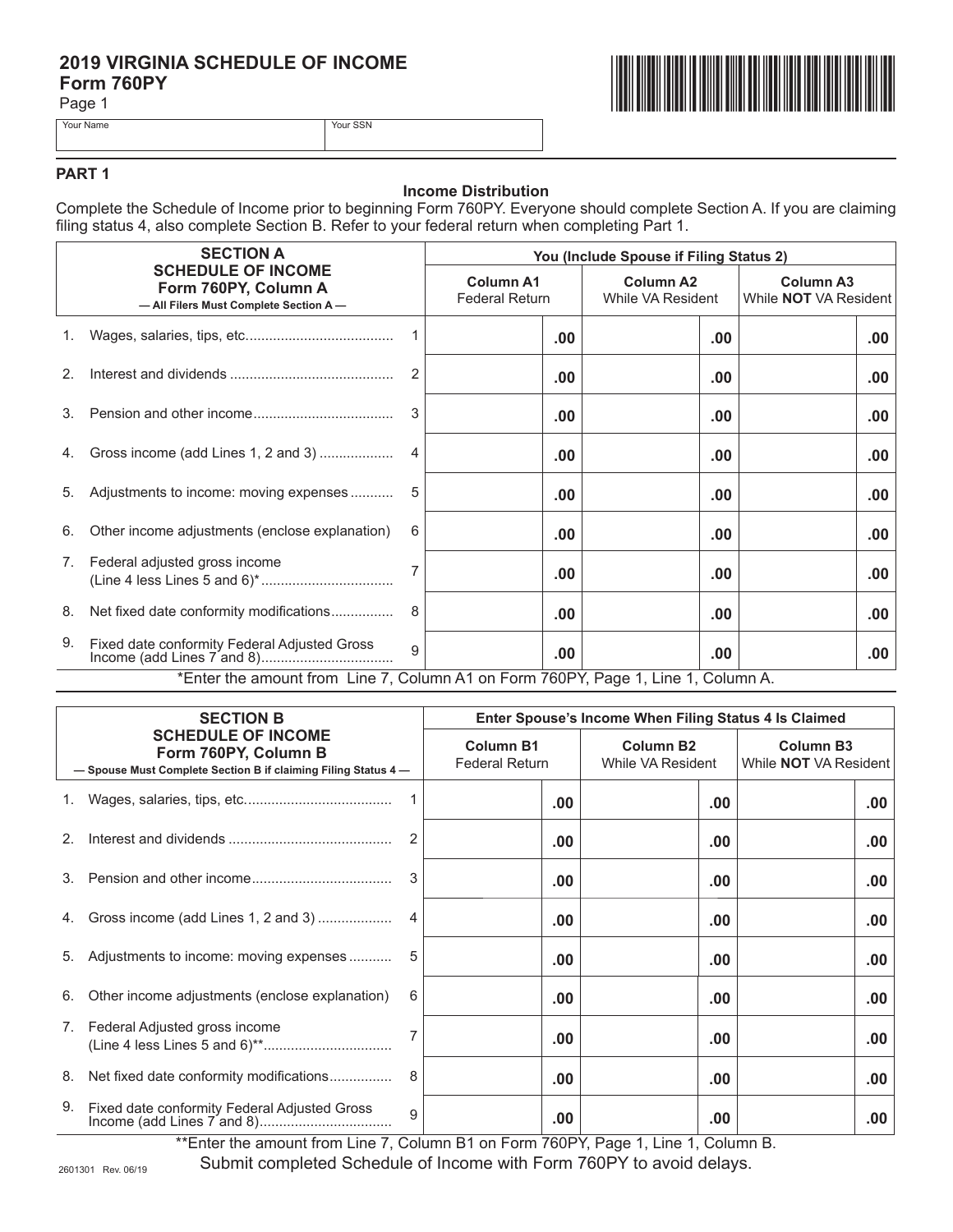# 2019 VIRGINIA SCHEDULE OF INCOME
## Form 760PY
Page 1

| Your Name | Your SSN |
|---|---|
| | |

## PART 1

### Income Distribution

Complete the Schedule of Income prior to beginning Form 760PY. Everyone should complete Section A. If you are claiming filing status 4, also complete Section B. Refer to your federal return when completing Part 1.

| **SECTION A SCHEDULE OF INCOME Form 760PY, Column A** — All Filers Must Complete Section A — | | You (Include Spouse if Filing Status 2) | | |
|---|---|---|---|---|
| | | **Column A1** Federal Return | **Column A2** While VA Resident | **Column A3** While **NOT** VA Resident |
| 1. Wages, salaries, tips, etc. | 1 | .00 | .00 | .00 |
| 2. Interest and dividends | 2 | .00 | .00 | .00 |
| 3. Pension and other income | 3 | .00 | .00 | .00 |
| 4. Gross income (add Lines 1, 2 and 3) | 4 | .00 | .00 | .00 |
| 5. Adjustments to income: moving expenses | 5 | .00 | .00 | .00 |
| 6. Other income adjustments (enclose explanation) | 6 | .00 | .00 | .00 |
| 7. Federal adjusted gross income (Line 4 less Lines 5 and 6)* | 7 | .00 | .00 | .00 |
| 8. Net fixed date conformity modifications | 8 | .00 | .00 | .00 |
| 9. Fixed date conformity Federal Adjusted Gross Income (add Lines 7 and 8) | 9 | .00 | .00 | .00 |

*Enter the amount from Line 7, Column A1 on Form 760PY, Page 1, Line 1, Column A.

| **SECTION B SCHEDULE OF INCOME Form 760PY, Column B** — Spouse Must Complete Section B if claiming Filing Status 4 — | | Enter Spouse's Income When Filing Status 4 Is Claimed | | |
|---|---|---|---|---|
| | | **Column B1** Federal Return | **Column B2** While VA Resident | **Column B3** While **NOT** VA Resident |
| 1. Wages, salaries, tips, etc. | 1 | .00 | .00 | .00 |
| 2. Interest and dividends | 2 | .00 | .00 | .00 |
| 3. Pension and other income | 3 | .00 | .00 | .00 |
| 4. Gross income (add Lines 1, 2 and 3) | 4 | .00 | .00 | .00 |
| 5. Adjustments to income: moving expenses | 5 | .00 | .00 | .00 |
| 6. Other income adjustments (enclose explanation) | 6 | .00 | .00 | .00 |
| 7. Federal Adjusted gross income (Line 4 less Lines 5 and 6)** | 7 | .00 | .00 | .00 |
| 8. Net fixed date conformity modifications | 8 | .00 | .00 | .00 |
| 9. Fixed date conformity Federal Adjusted Gross Income (add Lines 7 and 8) | 9 | .00 | .00 | .00 |

**Enter the amount from Line 7, Column B1 on Form 760PY, Page 1, Line 1, Column B.

Submit completed Schedule of Income with Form 760PY to avoid delays.

2601301 Rev. 06/19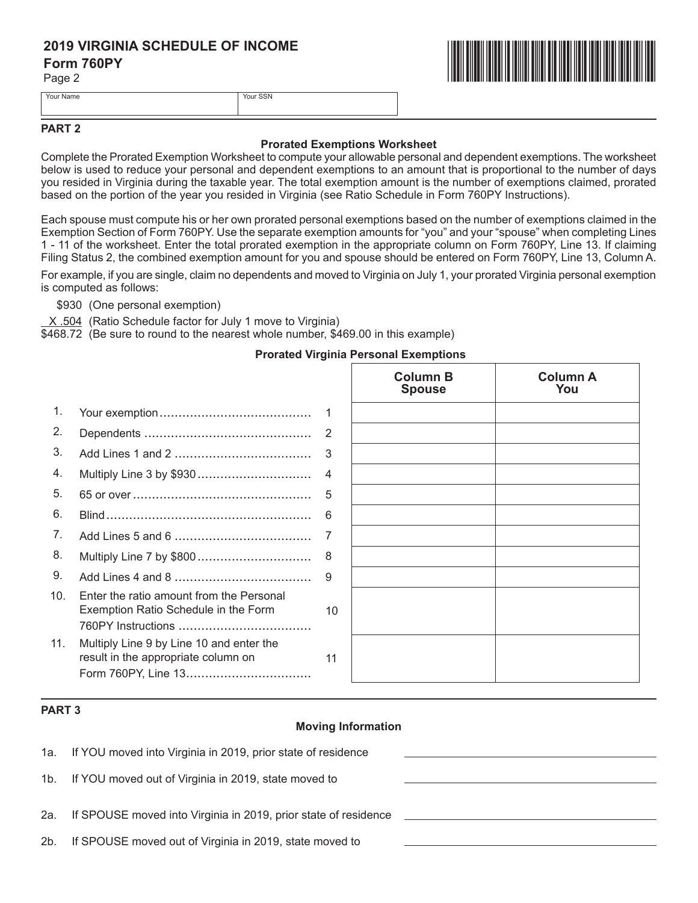# 2019 VIRGINIA SCHEDULE OF INCOME

**Form 760PY**

Page 2

| Your Name | Your SSN |
| --- | --- |
| | |

## PART 2

### Prorated Exemptions Worksheet

Complete the Prorated Exemption Worksheet to compute your allowable personal and dependent exemptions. The worksheet below is used to reduce your personal and dependent exemptions to an amount that is proportional to the number of days you resided in Virginia during the taxable year. The total exemption amount is the number of exemptions claimed, prorated based on the portion of the year you resided in Virginia (see Ratio Schedule in Form 760PY Instructions).

Each spouse must compute his or her own prorated personal exemptions based on the number of exemptions claimed in the Exemption Section of Form 760PY. Use the separate exemption amounts for "you" and your "spouse" when completing Lines 1 - 11 of the worksheet. Enter the total prorated exemption in the appropriate column on Form 760PY, Line 13. If claiming Filing Status 2, the combined exemption amount for you and spouse should be entered on Form 760PY, Line 13, Column A.

For example, if you are single, claim no dependents and moved to Virginia on July 1, your prorated Virginia personal exemption is computed as follows:

$930 (One personal exemption)
X .504 (Ratio Schedule factor for July 1 move to Virginia)
$468.72 (Be sure to round to the nearest whole number, $469.00 in this example)

### Prorated Virginia Personal Exemptions

| | | | Column B Spouse | Column A You |
| --- | --- | --- | --- | --- |
| 1. | Your exemption | 1 | | |
| 2. | Dependents | 2 | | |
| 3. | Add Lines 1 and 2 | 3 | | |
| 4. | Multiply Line 3 by $930 | 4 | | |
| 5. | 65 or over | 5 | | |
| 6. | Blind | 6 | | |
| 7. | Add Lines 5 and 6 | 7 | | |
| 8. | Multiply Line 7 by $800 | 8 | | |
| 9. | Add Lines 4 and 8 | 9 | | |
| 10. | Enter the ratio amount from the Personal Exemption Ratio Schedule in the Form 760PY Instructions | 10 | | |
| 11. | Multiply Line 9 by Line 10 and enter the result in the appropriate column on Form 760PY, Line 13 | 11 | | |

## PART 3

### Moving Information

1a. If YOU moved into Virginia in 2019, prior state of residence ________________

1b. If YOU moved out of Virginia in 2019, state moved to ________________

2a. If SPOUSE moved into Virginia in 2019, prior state of residence ________________

2b. If SPOUSE moved out of Virginia in 2019, state moved to ________________